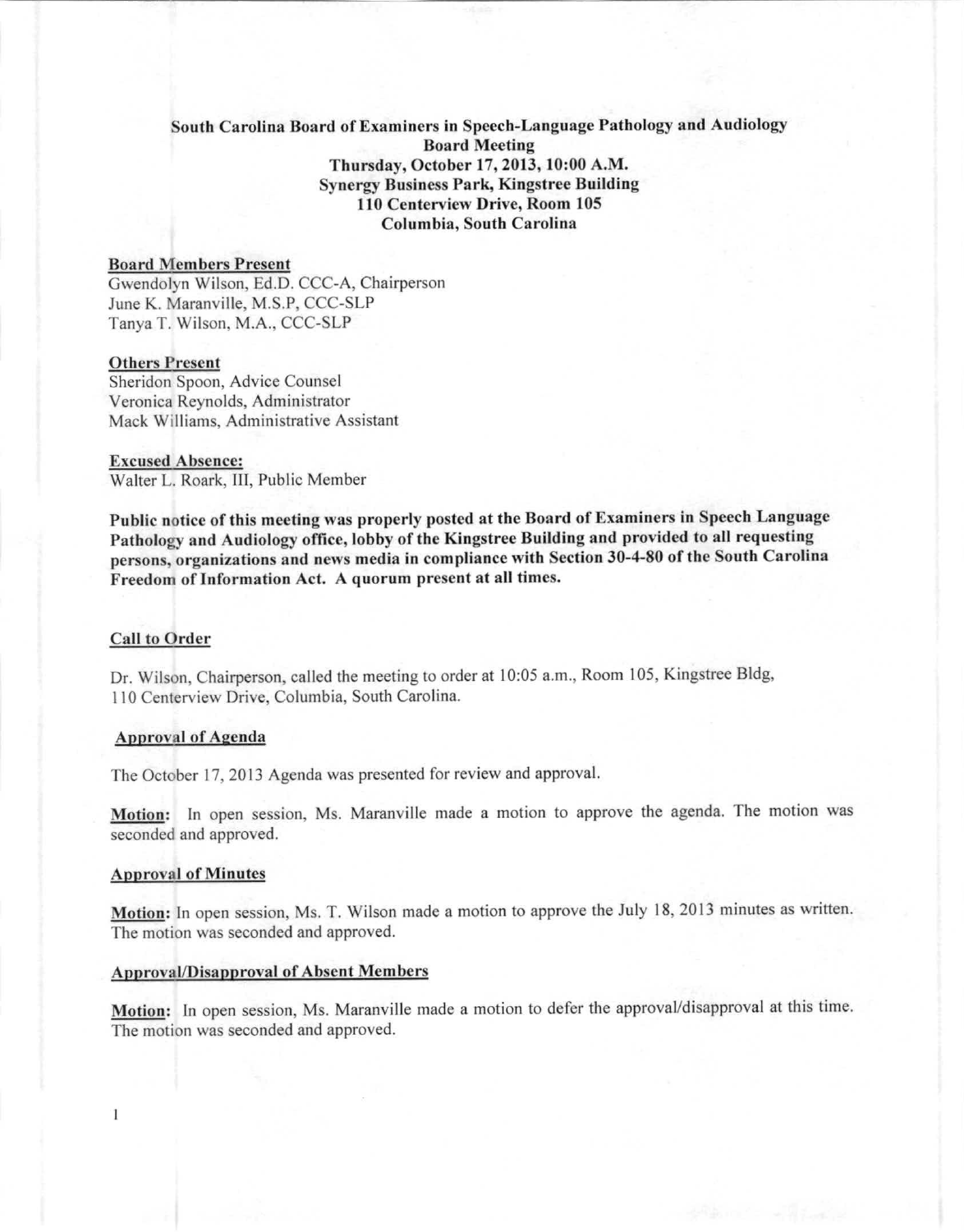**South Carolina Board of Examiners in Speech-Language Pathology and Audiology**
**Board Meeting**
**Thursday, October 17, 2013, 10:00 A.M.**
**Synergy Business Park, Kingstree Building**
**110 Centerview Drive, Room 105**
**Columbia, South Carolina**

**Board Members Present**

Gwendolyn Wilson, Ed.D. CCC-A, Chairperson
June K. Maranville, M.S.P, CCC-SLP
Tanya T. Wilson, M.A., CCC-SLP

**Others Present**

Sheridon Spoon, Advice Counsel
Veronica Reynolds, Administrator
Mack Williams, Administrative Assistant

**Excused Absence:**

Walter L. Roark, III, Public Member

**Public notice of this meeting was properly posted at the Board of Examiners in Speech Language Pathology and Audiology office, lobby of the Kingstree Building and provided to all requesting persons, organizations and news media in compliance with Section 30-4-80 of the South Carolina Freedom of Information Act. A quorum present at all times.**

**Call to Order**

Dr. Wilson, Chairperson, called the meeting to order at 10:05 a.m., Room 105, Kingstree Bldg, 110 Centerview Drive, Columbia, South Carolina.

**Approval of Agenda**

The October 17, 2013 Agenda was presented for review and approval.

**Motion:** In open session, Ms. Maranville made a motion to approve the agenda. The motion was seconded and approved.

**Approval of Minutes**

**Motion:** In open session, Ms. T. Wilson made a motion to approve the July 18, 2013 minutes as written. The motion was seconded and approved.

**Approval/Disapproval of Absent Members**

**Motion:** In open session, Ms. Maranville made a motion to defer the approval/disapproval at this time. The motion was seconded and approved.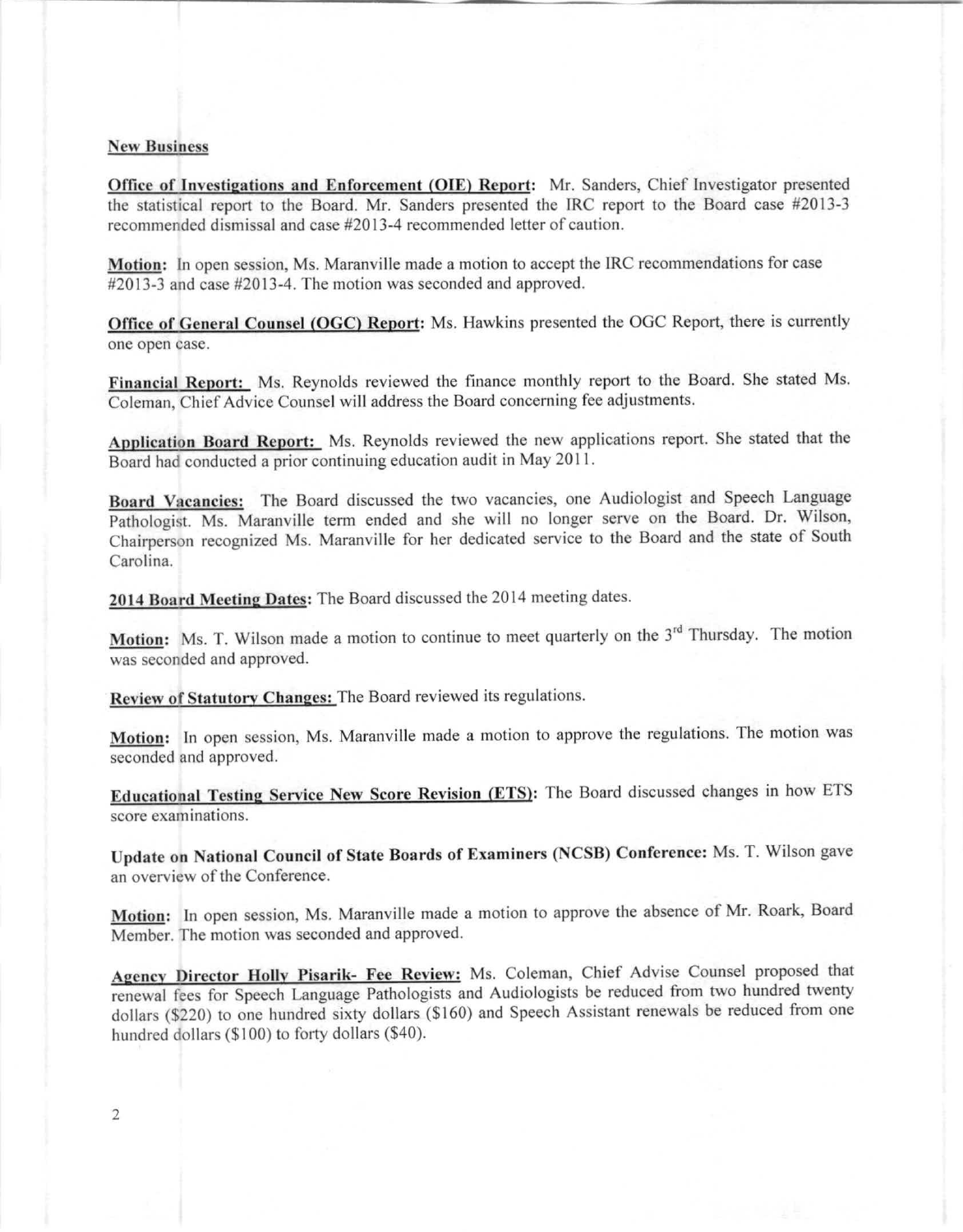**New Business**

**Office of Investigations and Enforcement (OIE) Report:** Mr. Sanders, Chief Investigator presented the statistical report to the Board. Mr. Sanders presented the IRC report to the Board case #2013-3 recommended dismissal and case #2013-4 recommended letter of caution.

**Motion:** In open session, Ms. Maranville made a motion to accept the IRC recommendations for case #2013-3 and case #2013-4. The motion was seconded and approved.

**Office of General Counsel (OGC) Report:** Ms. Hawkins presented the OGC Report, there is currently one open case.

**Financial Report:** Ms. Reynolds reviewed the finance monthly report to the Board. She stated Ms. Coleman, Chief Advice Counsel will address the Board concerning fee adjustments.

**Application Board Report:** Ms. Reynolds reviewed the new applications report. She stated that the Board had conducted a prior continuing education audit in May 2011.

**Board Vacancies:** The Board discussed the two vacancies, one Audiologist and Speech Language Pathologist. Ms. Maranville term ended and she will no longer serve on the Board. Dr. Wilson, Chairperson recognized Ms. Maranville for her dedicated service to the Board and the state of South Carolina.

**2014 Board Meeting Dates:** The Board discussed the 2014 meeting dates.

**Motion:** Ms. T. Wilson made a motion to continue to meet quarterly on the 3rd Thursday. The motion was seconded and approved.

**Review of Statutory Changes:** The Board reviewed its regulations.

**Motion:** In open session, Ms. Maranville made a motion to approve the regulations. The motion was seconded and approved.

**Educational Testing Service New Score Revision (ETS):** The Board discussed changes in how ETS score examinations.

**Update on National Council of State Boards of Examiners (NCSB) Conference:** Ms. T. Wilson gave an overview of the Conference.

**Motion:** In open session, Ms. Maranville made a motion to approve the absence of Mr. Roark, Board Member. The motion was seconded and approved.

**Agency Director Holly Pisarik- Fee Review:** Ms. Coleman, Chief Advise Counsel proposed that renewal fees for Speech Language Pathologists and Audiologists be reduced from two hundred twenty dollars ($220) to one hundred sixty dollars ($160) and Speech Assistant renewals be reduced from one hundred dollars ($100) to forty dollars ($40).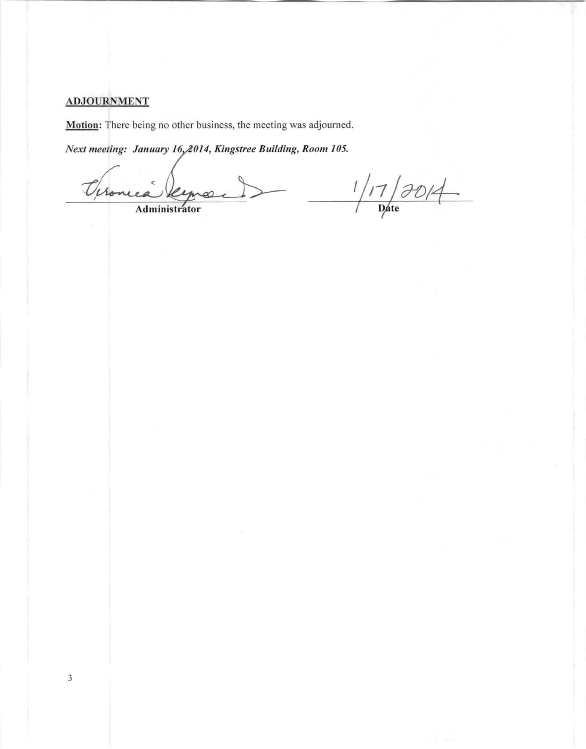**ADJOURNMENT**

**Motion:** There being no other business, the meeting was adjourned.

***Next meeting: January 16, 2014, Kingstree Building, Room 105.***

Veronica Reynolds
**Administrator**

1/17/2014
**Date**